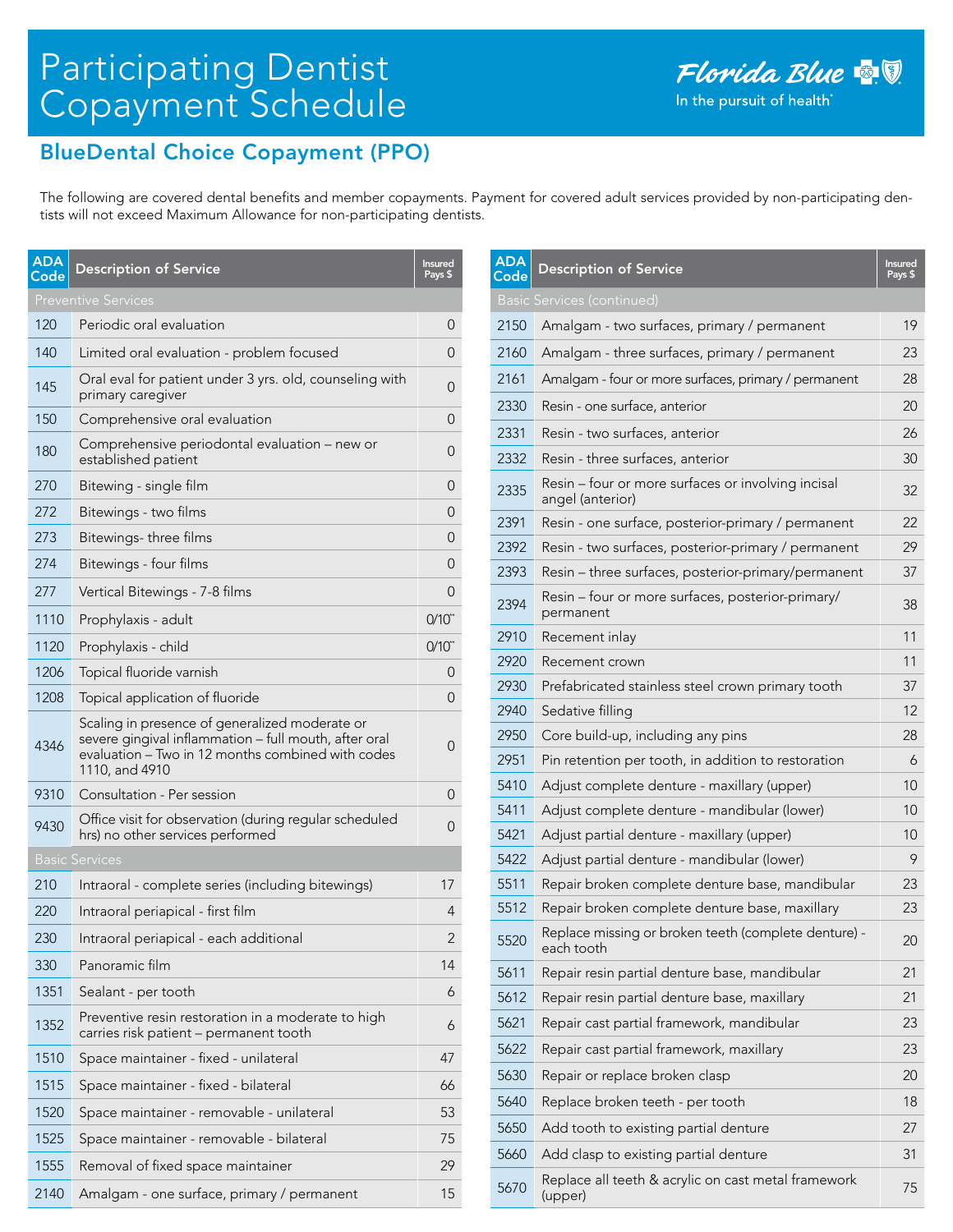# Participating Dentist Copayment Schedule

Florida Blue
In the pursuit of health®

## BlueDental Choice Copayment (PPO)

The following are covered dental benefits and member copayments. Payment for covered adult services provided by non-participating dentists will not exceed Maximum Allowance for non-participating dentists.

| ADA Code | Description of Service | Insured Pays $ |
|---|---|---|
| **Preventive Services** | | |
| 120 | Periodic oral evaluation | 0 |
| 140 | Limited oral evaluation - problem focused | 0 |
| 145 | Oral eval for patient under 3 yrs. old, counseling with primary caregiver | 0 |
| 150 | Comprehensive oral evaluation | 0 |
| 180 | Comprehensive periodontal evaluation – new or established patient | 0 |
| 270 | Bitewing - single film | 0 |
| 272 | Bitewings - two films | 0 |
| 273 | Bitewings- three films | 0 |
| 274 | Bitewings - four films | 0 |
| 277 | Vertical Bitewings - 7-8 films | 0 |
| 1110 | Prophylaxis - adult | 0/10** |
| 1120 | Prophylaxis - child | 0/10** |
| 1206 | Topical fluoride varnish | 0 |
| 1208 | Topical application of fluoride | 0 |
| 4346 | Scaling in presence of generalized moderate or severe gingival inflammation – full mouth, after oral evaluation – Two in 12 months combined with codes 1110, and 4910 | 0 |
| 9310 | Consultation - Per session | 0 |
| 9430 | Office visit for observation (during regular scheduled hrs) no other services performed | 0 |
| **Basic Services** | | |
| 210 | Intraoral - complete series (including bitewings) | 17 |
| 220 | Intraoral periapical - first film | 4 |
| 230 | Intraoral periapical - each additional | 2 |
| 330 | Panoramic film | 14 |
| 1351 | Sealant - per tooth | 6 |
| 1352 | Preventive resin restoration in a moderate to high carries risk patient – permanent tooth | 6 |
| 1510 | Space maintainer - fixed - unilateral | 47 |
| 1515 | Space maintainer - fixed - bilateral | 66 |
| 1520 | Space maintainer - removable - unilateral | 53 |
| 1525 | Space maintainer - removable - bilateral | 75 |
| 1555 | Removal of fixed space maintainer | 29 |
| 2140 | Amalgam - one surface, primary / permanent | 15 |
| **Basic Services (continued)** | | |
| 2150 | Amalgam - two surfaces, primary / permanent | 19 |
| 2160 | Amalgam - three surfaces, primary / permanent | 23 |
| 2161 | Amalgam - four or more surfaces, primary / permanent | 28 |
| 2330 | Resin - one surface, anterior | 20 |
| 2331 | Resin - two surfaces, anterior | 26 |
| 2332 | Resin - three surfaces, anterior | 30 |
| 2335 | Resin – four or more surfaces or involving incisal angel (anterior) | 32 |
| 2391 | Resin - one surface, posterior-primary / permanent | 22 |
| 2392 | Resin - two surfaces, posterior-primary / permanent | 29 |
| 2393 | Resin – three surfaces, posterior-primary/permanent | 37 |
| 2394 | Resin – four or more surfaces, posterior-primary/ permanent | 38 |
| 2910 | Recement inlay | 11 |
| 2920 | Recement crown | 11 |
| 2930 | Prefabricated stainless steel crown primary tooth | 37 |
| 2940 | Sedative filling | 12 |
| 2950 | Core build-up, including any pins | 28 |
| 2951 | Pin retention per tooth, in addition to restoration | 6 |
| 5410 | Adjust complete denture - maxillary (upper) | 10 |
| 5411 | Adjust complete denture - mandibular (lower) | 10 |
| 5421 | Adjust partial denture - maxillary (upper) | 10 |
| 5422 | Adjust partial denture - mandibular (lower) | 9 |
| 5511 | Repair broken complete denture base, mandibular | 23 |
| 5512 | Repair broken complete denture base, maxillary | 23 |
| 5520 | Replace missing or broken teeth (complete denture) - each tooth | 20 |
| 5611 | Repair resin partial denture base, mandibular | 21 |
| 5612 | Repair resin partial denture base, maxillary | 21 |
| 5621 | Repair cast partial framework, mandibular | 23 |
| 5622 | Repair cast partial framework, maxillary | 23 |
| 5630 | Repair or replace broken clasp | 20 |
| 5640 | Replace broken teeth - per tooth | 18 |
| 5650 | Add tooth to existing partial denture | 27 |
| 5660 | Add clasp to existing partial denture | 31 |
| 5670 | Replace all teeth & acrylic on cast metal framework (upper) | 75 |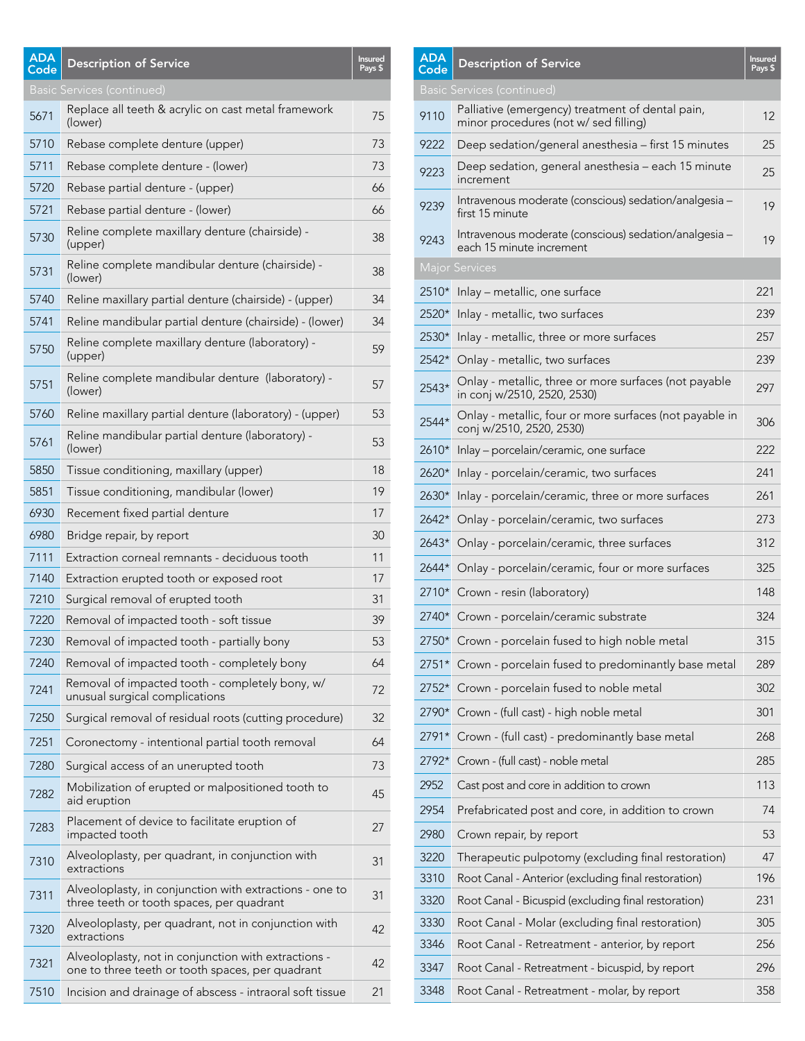| ADA Code | Description of Service | Insured Pays $ |
|---|---|---|
| Basic Services (continued) | | |
| 5671 | Replace all teeth & acrylic on cast metal framework (lower) | 75 |
| 5710 | Rebase complete denture (upper) | 73 |
| 5711 | Rebase complete denture - (lower) | 73 |
| 5720 | Rebase partial denture - (upper) | 66 |
| 5721 | Rebase partial denture - (lower) | 66 |
| 5730 | Reline complete maxillary denture (chairside) - (upper) | 38 |
| 5731 | Reline complete mandibular denture (chairside) - (lower) | 38 |
| 5740 | Reline maxillary partial denture (chairside) - (upper) | 34 |
| 5741 | Reline mandibular partial denture (chairside) - (lower) | 34 |
| 5750 | Reline complete maxillary denture (laboratory) - (upper) | 59 |
| 5751 | Reline complete mandibular denture (laboratory) - (lower) | 57 |
| 5760 | Reline maxillary partial denture (laboratory) - (upper) | 53 |
| 5761 | Reline mandibular partial denture (laboratory) - (lower) | 53 |
| 5850 | Tissue conditioning, maxillary (upper) | 18 |
| 5851 | Tissue conditioning, mandibular (lower) | 19 |
| 6930 | Recement fixed partial denture | 17 |
| 6980 | Bridge repair, by report | 30 |
| 7111 | Extraction corneal remnants - deciduous tooth | 11 |
| 7140 | Extraction erupted tooth or exposed root | 17 |
| 7210 | Surgical removal of erupted tooth | 31 |
| 7220 | Removal of impacted tooth - soft tissue | 39 |
| 7230 | Removal of impacted tooth - partially bony | 53 |
| 7240 | Removal of impacted tooth - completely bony | 64 |
| 7241 | Removal of impacted tooth - completely bony, w/ unusual surgical complications | 72 |
| 7250 | Surgical removal of residual roots (cutting procedure) | 32 |
| 7251 | Coronectomy - intentional partial tooth removal | 64 |
| 7280 | Surgical access of an unerupted tooth | 73 |
| 7282 | Mobilization of erupted or malpositioned tooth to aid eruption | 45 |
| 7283 | Placement of device to facilitate eruption of impacted tooth | 27 |
| 7310 | Alveoloplasty, per quadrant, in conjunction with extractions | 31 |
| 7311 | Alveoloplasty, in conjunction with extractions - one to three teeth or tooth spaces, per quadrant | 31 |
| 7320 | Alveoloplasty, per quadrant, not in conjunction with extractions | 42 |
| 7321 | Alveoloplasty, not in conjunction with extractions - one to three teeth or tooth spaces, per quadrant | 42 |
| 7510 | Incision and drainage of abscess - intraoral soft tissue | 21 |

| ADA Code | Description of Service | Insured Pays $ |
|---|---|---|
| Basic Services (continued) | | |
| 9110 | Palliative (emergency) treatment of dental pain, minor procedures (not w/ sed filling) | 12 |
| 9222 | Deep sedation/general anesthesia – first 15 minutes | 25 |
| 9223 | Deep sedation, general anesthesia – each 15 minute increment | 25 |
| 9239 | Intravenous moderate (conscious) sedation/analgesia – first 15 minute | 19 |
| 9243 | Intravenous moderate (conscious) sedation/analgesia – each 15 minute increment | 19 |
| Major Services | | |
| 2510* | Inlay – metallic, one surface | 221 |
| 2520* | Inlay - metallic, two surfaces | 239 |
| 2530* | Inlay - metallic, three or more surfaces | 257 |
| 2542* | Onlay - metallic, two surfaces | 239 |
| 2543* | Onlay - metallic, three or more surfaces (not payable in conj w/2510, 2520, 2530) | 297 |
| 2544* | Onlay - metallic, four or more surfaces (not payable in conj w/2510, 2520, 2530) | 306 |
| 2610* | Inlay – porcelain/ceramic, one surface | 222 |
| 2620* | Inlay - porcelain/ceramic, two surfaces | 241 |
| 2630* | Inlay - porcelain/ceramic, three or more surfaces | 261 |
| 2642* | Onlay - porcelain/ceramic, two surfaces | 273 |
| 2643* | Onlay - porcelain/ceramic, three surfaces | 312 |
| 2644* | Onlay - porcelain/ceramic, four or more surfaces | 325 |
| 2710* | Crown - resin (laboratory) | 148 |
| 2740* | Crown - porcelain/ceramic substrate | 324 |
| 2750* | Crown - porcelain fused to high noble metal | 315 |
| 2751* | Crown - porcelain fused to predominantly base metal | 289 |
| 2752* | Crown - porcelain fused to noble metal | 302 |
| 2790* | Crown - (full cast) - high noble metal | 301 |
| 2791* | Crown - (full cast) - predominantly base metal | 268 |
| 2792* | Crown - (full cast) - noble metal | 285 |
| 2952 | Cast post and core in addition to crown | 113 |
| 2954 | Prefabricated post and core, in addition to crown | 74 |
| 2980 | Crown repair, by report | 53 |
| 3220 | Therapeutic pulpotomy (excluding final restoration) | 47 |
| 3310 | Root Canal - Anterior (excluding final restoration) | 196 |
| 3320 | Root Canal - Bicuspid (excluding final restoration) | 231 |
| 3330 | Root Canal - Molar (excluding final restoration) | 305 |
| 3346 | Root Canal - Retreatment - anterior, by report | 256 |
| 3347 | Root Canal - Retreatment - bicuspid, by report | 296 |
| 3348 | Root Canal - Retreatment - molar, by report | 358 |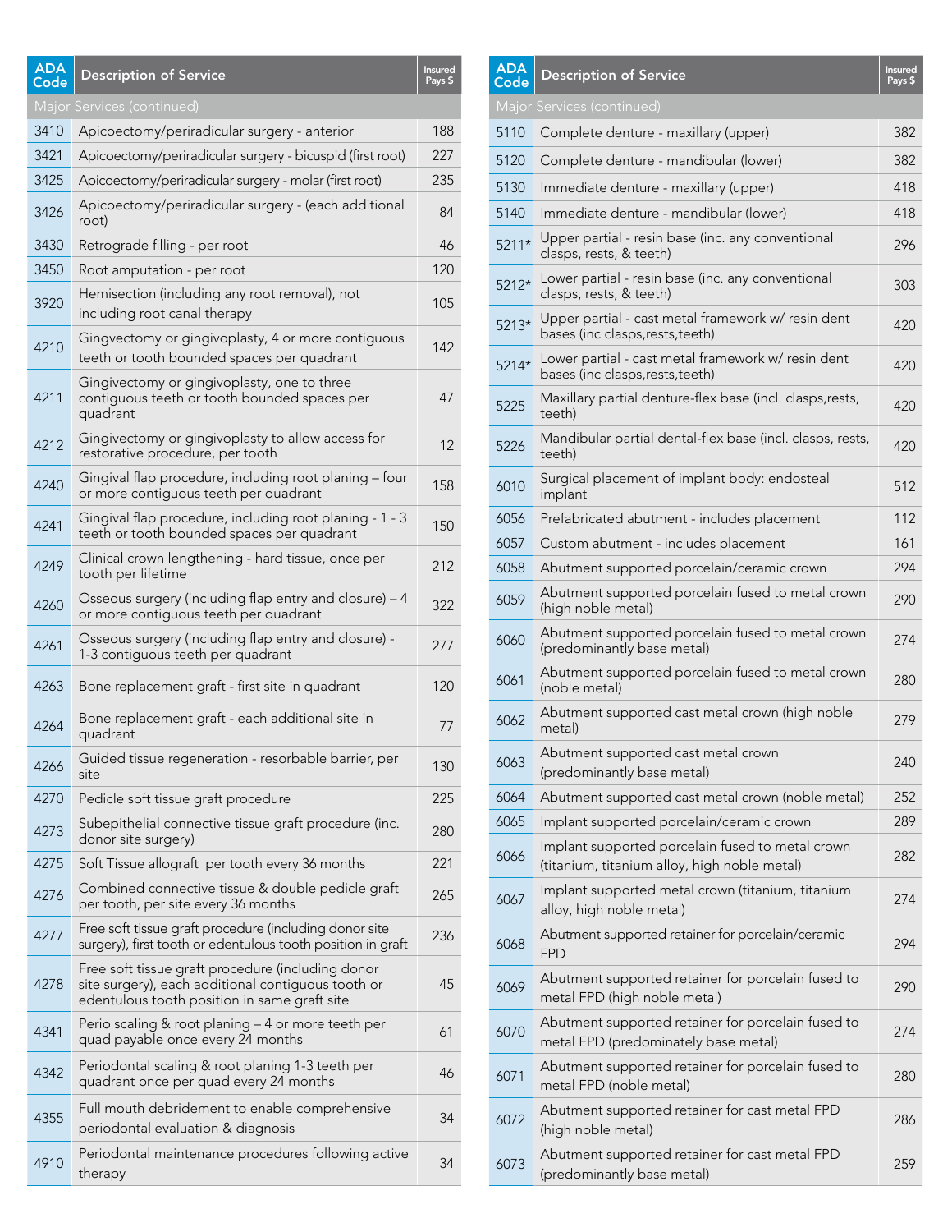| ADA Code | Description of Service | Insured Pays $ |
|---|---|---|
| Major Services (continued) | | |
| 3410 | Apicoectomy/periradicular surgery - anterior | 188 |
| 3421 | Apicoectomy/periradicular surgery - bicuspid (first root) | 227 |
| 3425 | Apicoectomy/periradicular surgery - molar (first root) | 235 |
| 3426 | Apicoectomy/periradicular surgery - (each additional root) | 84 |
| 3430 | Retrograde filling - per root | 46 |
| 3450 | Root amputation - per root | 120 |
| 3920 | Hemisection (including any root removal), not including root canal therapy | 105 |
| 4210 | Gingvectomy or gingivoplasty, 4 or more contiguous teeth or tooth bounded spaces per quadrant | 142 |
| 4211 | Gingivectomy or gingivoplasty, one to three contiguous teeth or tooth bounded spaces per quadrant | 47 |
| 4212 | Gingivectomy or gingivoplasty to allow access for restorative procedure, per tooth | 12 |
| 4240 | Gingival flap procedure, including root planing – four or more contiguous teeth per quadrant | 158 |
| 4241 | Gingival flap procedure, including root planing - 1 - 3 teeth or tooth bounded spaces per quadrant | 150 |
| 4249 | Clinical crown lengthening - hard tissue, once per tooth per lifetime | 212 |
| 4260 | Osseous surgery (including flap entry and closure) – 4 or more contiguous teeth per quadrant | 322 |
| 4261 | Osseous surgery (including flap entry and closure) - 1-3 contiguous teeth per quadrant | 277 |
| 4263 | Bone replacement graft - first site in quadrant | 120 |
| 4264 | Bone replacement graft - each additional site in quadrant | 77 |
| 4266 | Guided tissue regeneration - resorbable barrier, per site | 130 |
| 4270 | Pedicle soft tissue graft procedure | 225 |
| 4273 | Subepithelial connective tissue graft procedure (inc. donor site surgery) | 280 |
| 4275 | Soft Tissue allograft per tooth every 36 months | 221 |
| 4276 | Combined connective tissue & double pedicle graft per tooth, per site every 36 months | 265 |
| 4277 | Free soft tissue graft procedure (including donor site surgery), first tooth or edentulous tooth position in graft | 236 |
| 4278 | Free soft tissue graft procedure (including donor site surgery), each additional contiguous tooth or edentulous tooth position in same graft site | 45 |
| 4341 | Perio scaling & root planing – 4 or more teeth per quad payable once every 24 months | 61 |
| 4342 | Periodontal scaling & root planing 1-3 teeth per quadrant once per quad every 24 months | 46 |
| 4355 | Full mouth debridement to enable comprehensive periodontal evaluation & diagnosis | 34 |
| 4910 | Periodontal maintenance procedures following active therapy | 34 |

| ADA Code | Description of Service | Insured Pays $ |
|---|---|---|
| Major Services (continued) | | |
| 5110 | Complete denture - maxillary (upper) | 382 |
| 5120 | Complete denture - mandibular (lower) | 382 |
| 5130 | Immediate denture - maxillary (upper) | 418 |
| 5140 | Immediate denture - mandibular (lower) | 418 |
| 5211* | Upper partial - resin base (inc. any conventional clasps, rests, & teeth) | 296 |
| 5212* | Lower partial - resin base (inc. any conventional clasps, rests, & teeth) | 303 |
| 5213* | Upper partial - cast metal framework w/ resin dent bases (inc clasps,rests,teeth) | 420 |
| 5214* | Lower partial - cast metal framework w/ resin dent bases (inc clasps,rests,teeth) | 420 |
| 5225 | Maxillary partial denture-flex base (incl. clasps,rests, teeth) | 420 |
| 5226 | Mandibular partial dental-flex base (incl. clasps, rests, teeth) | 420 |
| 6010 | Surgical placement of implant body: endosteal implant | 512 |
| 6056 | Prefabricated abutment - includes placement | 112 |
| 6057 | Custom abutment - includes placement | 161 |
| 6058 | Abutment supported porcelain/ceramic crown | 294 |
| 6059 | Abutment supported porcelain fused to metal crown (high noble metal) | 290 |
| 6060 | Abutment supported porcelain fused to metal crown (predominantly base metal) | 274 |
| 6061 | Abutment supported porcelain fused to metal crown (noble metal) | 280 |
| 6062 | Abutment supported cast metal crown (high noble metal) | 279 |
| 6063 | Abutment supported cast metal crown (predominantly base metal) | 240 |
| 6064 | Abutment supported cast metal crown (noble metal) | 252 |
| 6065 | Implant supported porcelain/ceramic crown | 289 |
| 6066 | Implant supported porcelain fused to metal crown (titanium, titanium alloy, high noble metal) | 282 |
| 6067 | Implant supported metal crown (titanium, titanium alloy, high noble metal) | 274 |
| 6068 | Abutment supported retainer for porcelain/ceramic FPD | 294 |
| 6069 | Abutment supported retainer for porcelain fused to metal FPD (high noble metal) | 290 |
| 6070 | Abutment supported retainer for porcelain fused to metal FPD (predominately base metal) | 274 |
| 6071 | Abutment supported retainer for porcelain fused to metal FPD (noble metal) | 280 |
| 6072 | Abutment supported retainer for cast metal FPD (high noble metal) | 286 |
| 6073 | Abutment supported retainer for cast metal FPD (predominantly base metal) | 259 |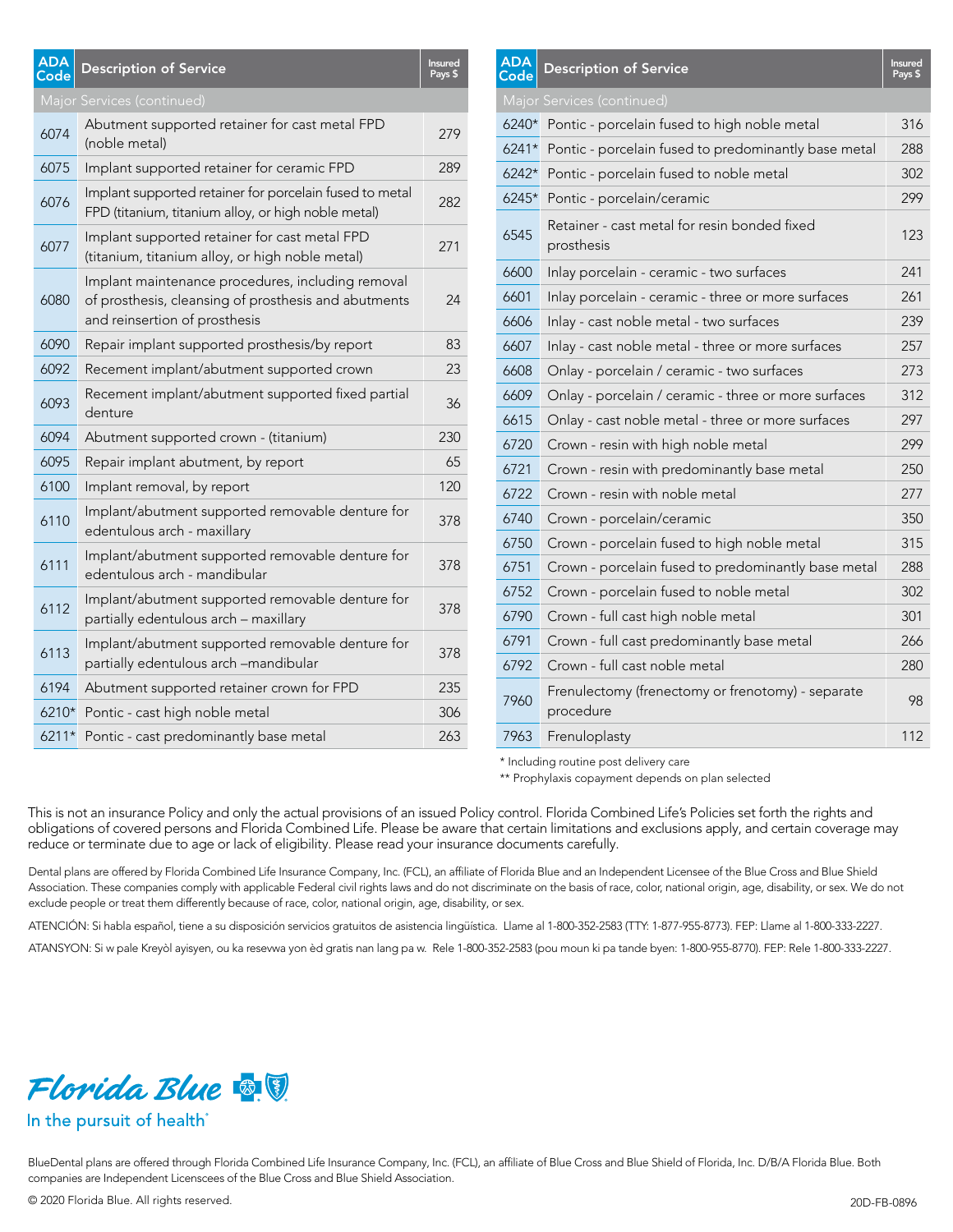| ADA Code | Description of Service | Insured Pays $ |
|---|---|---|
| Major Services (continued) | | |
| 6074 | Abutment supported retainer for cast metal FPD (noble metal) | 279 |
| 6075 | Implant supported retainer for ceramic FPD | 289 |
| 6076 | Implant supported retainer for porcelain fused to metal FPD (titanium, titanium alloy, or high noble metal) | 282 |
| 6077 | Implant supported retainer for cast metal FPD (titanium, titanium alloy, or high noble metal) | 271 |
| 6080 | Implant maintenance procedures, including removal of prosthesis, cleansing of prosthesis and abutments and reinsertion of prosthesis | 24 |
| 6090 | Repair implant supported prosthesis/by report | 83 |
| 6092 | Recement implant/abutment supported crown | 23 |
| 6093 | Recement implant/abutment supported fixed partial denture | 36 |
| 6094 | Abutment supported crown - (titanium) | 230 |
| 6095 | Repair implant abutment, by report | 65 |
| 6100 | Implant removal, by report | 120 |
| 6110 | Implant/abutment supported removable denture for edentulous arch - maxillary | 378 |
| 6111 | Implant/abutment supported removable denture for edentulous arch - mandibular | 378 |
| 6112 | Implant/abutment supported removable denture for partially edentulous arch – maxillary | 378 |
| 6113 | Implant/abutment supported removable denture for partially edentulous arch –mandibular | 378 |
| 6194 | Abutment supported retainer crown for FPD | 235 |
| 6210* | Pontic - cast high noble metal | 306 |
| 6211* | Pontic - cast predominantly base metal | 263 |

| ADA Code | Description of Service | Insured Pays $ |
|---|---|---|
| Major Services (continued) | | |
| 6240* | Pontic - porcelain fused to high noble metal | 316 |
| 6241* | Pontic - porcelain fused to predominantly base metal | 288 |
| 6242* | Pontic - porcelain fused to noble metal | 302 |
| 6245* | Pontic - porcelain/ceramic | 299 |
| 6545 | Retainer - cast metal for resin bonded fixed prosthesis | 123 |
| 6600 | Inlay porcelain - ceramic - two surfaces | 241 |
| 6601 | Inlay porcelain - ceramic - three or more surfaces | 261 |
| 6606 | Inlay - cast noble metal - two surfaces | 239 |
| 6607 | Inlay - cast noble metal - three or more surfaces | 257 |
| 6608 | Onlay - porcelain / ceramic - two surfaces | 273 |
| 6609 | Onlay - porcelain / ceramic - three or more surfaces | 312 |
| 6615 | Onlay - cast noble metal - three or more surfaces | 297 |
| 6720 | Crown - resin with high noble metal | 299 |
| 6721 | Crown - resin with predominantly base metal | 250 |
| 6722 | Crown - resin with noble metal | 277 |
| 6740 | Crown - porcelain/ceramic | 350 |
| 6750 | Crown - porcelain fused to high noble metal | 315 |
| 6751 | Crown - porcelain fused to predominantly base metal | 288 |
| 6752 | Crown - porcelain fused to noble metal | 302 |
| 6790 | Crown - full cast high noble metal | 301 |
| 6791 | Crown - full cast predominantly base metal | 266 |
| 6792 | Crown - full cast noble metal | 280 |
| 7960 | Frenulectomy (frenectomy or frenotomy) - separate procedure | 98 |
| 7963 | Frenuloplasty | 112 |

\* Including routine post delivery care

\*\* Prophylaxis copayment depends on plan selected

This is not an insurance Policy and only the actual provisions of an issued Policy control. Florida Combined Life's Policies set forth the rights and obligations of covered persons and Florida Combined Life. Please be aware that certain limitations and exclusions apply, and certain coverage may reduce or terminate due to age or lack of eligibility. Please read your insurance documents carefully.

Dental plans are offered by Florida Combined Life Insurance Company, Inc. (FCL), an affiliate of Florida Blue and an Independent Licensee of the Blue Cross and Blue Shield Association. These companies comply with applicable Federal civil rights laws and do not discriminate on the basis of race, color, national origin, age, disability, or sex. We do not exclude people or treat them differently because of race, color, national origin, age, disability, or sex.

ATENCIÓN: Si habla español, tiene a su disposición servicios gratuitos de asistencia lingüística. Llame al 1-800-352-2583 (TTY: 1-877-955-8773). FEP: Llame al 1-800-333-2227.

ATANSYON: Si w pale Kreyòl ayisyen, ou ka resevwa yon èd gratis nan lang pa w. Rele 1-800-352-2583 (pou moun ki pa tande byen: 1-800-955-8770). FEP: Rele 1-800-333-2227.

Florida Blue

In the pursuit of health®

BlueDental plans are offered through Florida Combined Life Insurance Company, Inc. (FCL), an affiliate of Blue Cross and Blue Shield of Florida, Inc. D/B/A Florida Blue. Both companies are Independent Licenscees of the Blue Cross and Blue Shield Association.

© 2020 Florida Blue. All rights reserved.

20D-FB-0896